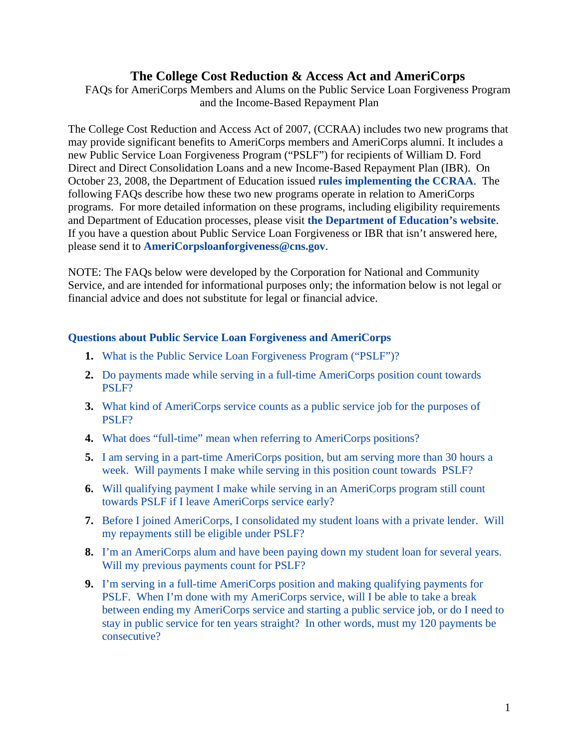# The College Cost Reduction & Access Act and AmeriCorps

FAQs for AmeriCorps Members and Alums on the Public Service Loan Forgiveness Program and the Income-Based Repayment Plan

The College Cost Reduction and Access Act of 2007, (CCRAA) includes two new programs that may provide significant benefits to AmeriCorps members and AmeriCorps alumni. It includes a new Public Service Loan Forgiveness Program ("PSLF") for recipients of William D. Ford Direct and Direct Consolidation Loans and a new Income-Based Repayment Plan (IBR). On October 23, 2008, the Department of Education issued **rules implementing the CCRAA**. The following FAQs describe how these two new programs operate in relation to AmeriCorps programs. For more detailed information on these programs, including eligibility requirements and Department of Education processes, please visit **the Department of Education's website**. If you have a question about Public Service Loan Forgiveness or IBR that isn't answered here, please send it to **AmeriCorpsloanforgiveness@cns.gov**.

NOTE: The FAQs below were developed by the Corporation for National and Community Service, and are intended for informational purposes only; the information below is not legal or financial advice and does not substitute for legal or financial advice.

## Questions about Public Service Loan Forgiveness and AmeriCorps

1. What is the Public Service Loan Forgiveness Program ("PSLF")?
2. Do payments made while serving in a full-time AmeriCorps position count towards PSLF?
3. What kind of AmeriCorps service counts as a public service job for the purposes of PSLF?
4. What does "full-time" mean when referring to AmeriCorps positions?
5. I am serving in a part-time AmeriCorps position, but am serving more than 30 hours a week. Will payments I make while serving in this position count towards PSLF?
6. Will qualifying payment I make while serving in an AmeriCorps program still count towards PSLF if I leave AmeriCorps service early?
7. Before I joined AmeriCorps, I consolidated my student loans with a private lender. Will my repayments still be eligible under PSLF?
8. I'm an AmeriCorps alum and have been paying down my student loan for several years. Will my previous payments count for PSLF?
9. I'm serving in a full-time AmeriCorps position and making qualifying payments for PSLF. When I'm done with my AmeriCorps service, will I be able to take a break between ending my AmeriCorps service and starting a public service job, or do I need to stay in public service for ten years straight? In other words, must my 120 payments be consecutive?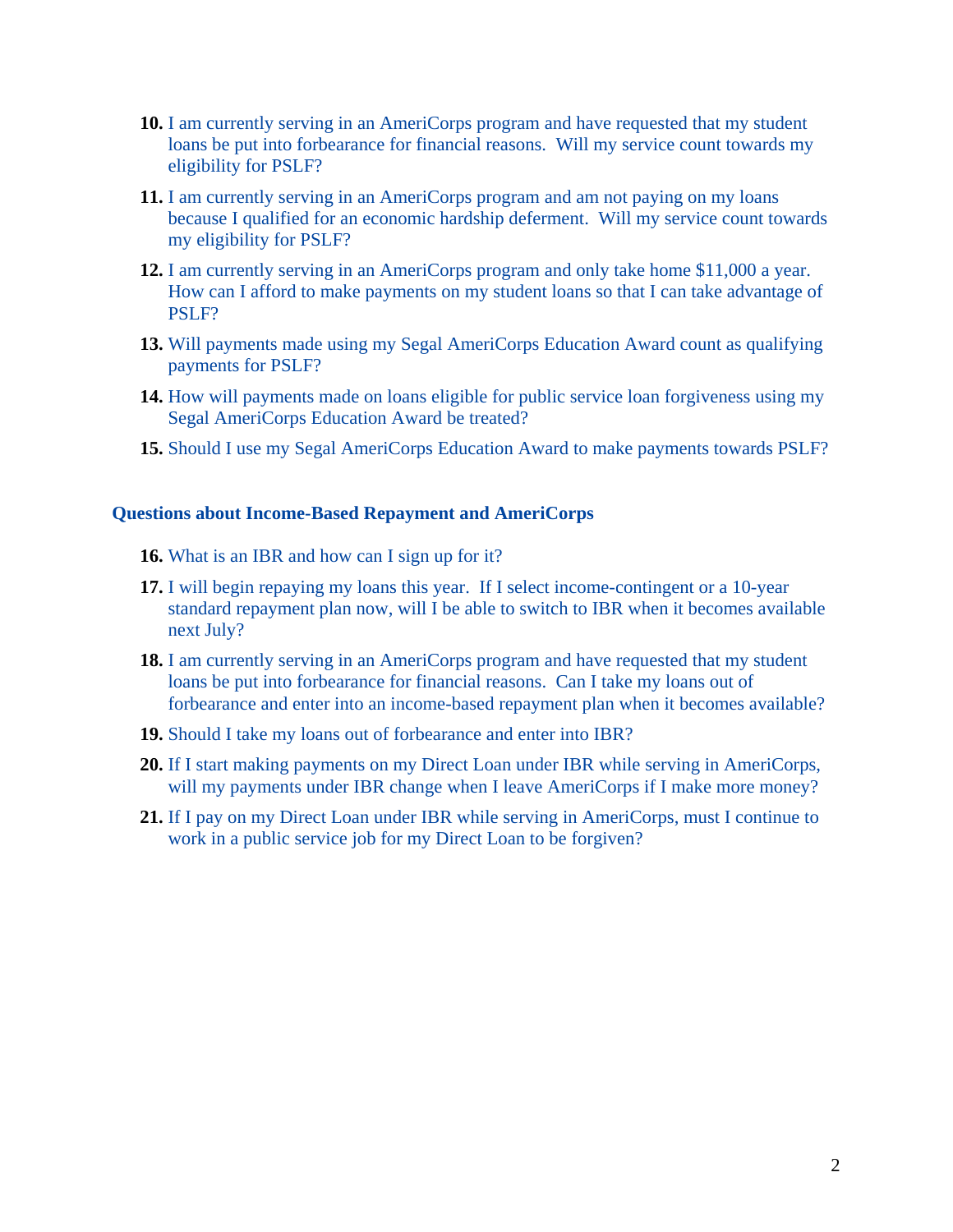10. I am currently serving in an AmeriCorps program and have requested that my student loans be put into forbearance for financial reasons. Will my service count towards my eligibility for PSLF?

11. I am currently serving in an AmeriCorps program and am not paying on my loans because I qualified for an economic hardship deferment. Will my service count towards my eligibility for PSLF?

12. I am currently serving in an AmeriCorps program and only take home $11,000 a year. How can I afford to make payments on my student loans so that I can take advantage of PSLF?

13. Will payments made using my Segal AmeriCorps Education Award count as qualifying payments for PSLF?

14. How will payments made on loans eligible for public service loan forgiveness using my Segal AmeriCorps Education Award be treated?

15. Should I use my Segal AmeriCorps Education Award to make payments towards PSLF?

### Questions about Income-Based Repayment and AmeriCorps

16. What is an IBR and how can I sign up for it?

17. I will begin repaying my loans this year. If I select income-contingent or a 10-year standard repayment plan now, will I be able to switch to IBR when it becomes available next July?

18. I am currently serving in an AmeriCorps program and have requested that my student loans be put into forbearance for financial reasons. Can I take my loans out of forbearance and enter into an income-based repayment plan when it becomes available?

19. Should I take my loans out of forbearance and enter into IBR?

20. If I start making payments on my Direct Loan under IBR while serving in AmeriCorps, will my payments under IBR change when I leave AmeriCorps if I make more money?

21. If I pay on my Direct Loan under IBR while serving in AmeriCorps, must I continue to work in a public service job for my Direct Loan to be forgiven?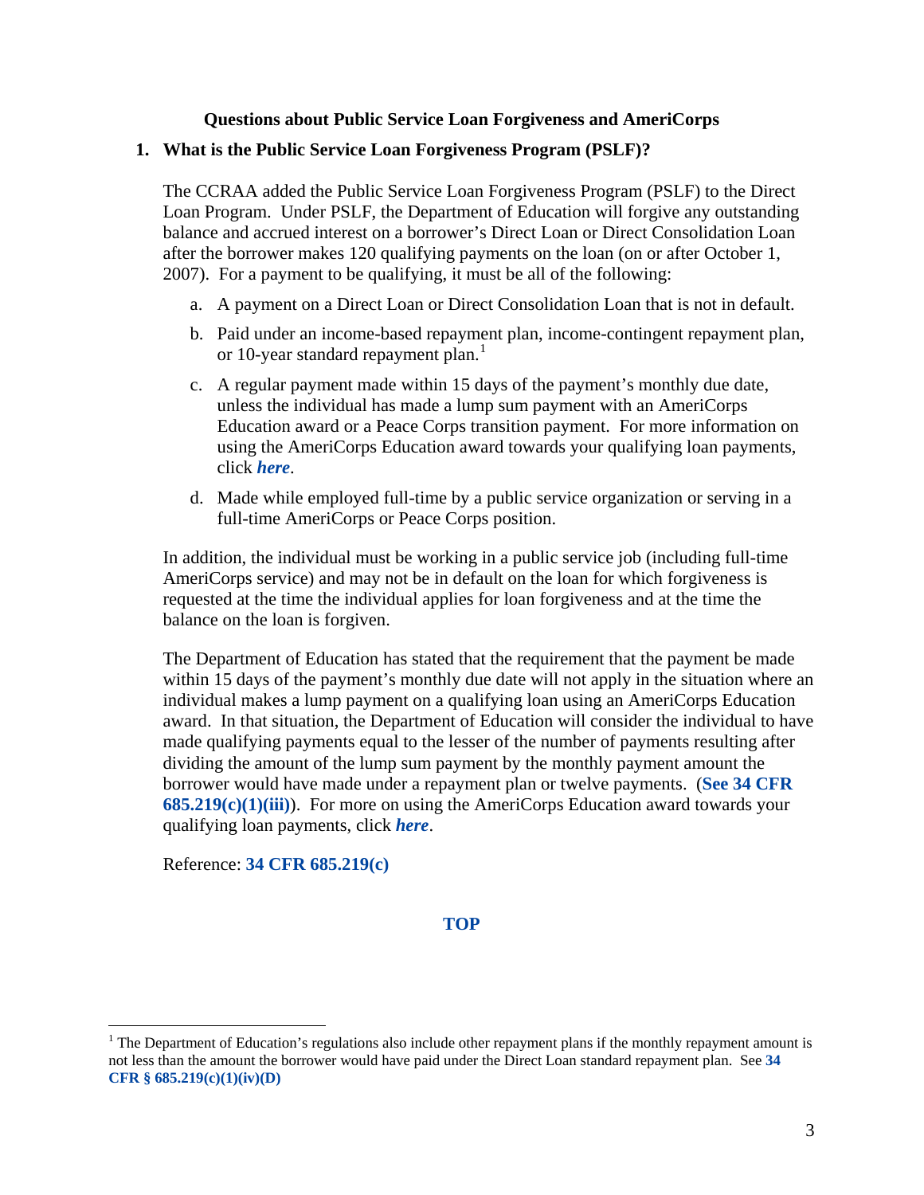## Questions about Public Service Loan Forgiveness and AmeriCorps

### 1. What is the Public Service Loan Forgiveness Program (PSLF)?

The CCRAA added the Public Service Loan Forgiveness Program (PSLF) to the Direct Loan Program. Under PSLF, the Department of Education will forgive any outstanding balance and accrued interest on a borrower's Direct Loan or Direct Consolidation Loan after the borrower makes 120 qualifying payments on the loan (on or after October 1, 2007). For a payment to be qualifying, it must be all of the following:

a. A payment on a Direct Loan or Direct Consolidation Loan that is not in default.

b. Paid under an income-based repayment plan, income-contingent repayment plan, or 10-year standard repayment plan.[1]

c. A regular payment made within 15 days of the payment's monthly due date, unless the individual has made a lump sum payment with an AmeriCorps Education award or a Peace Corps transition payment. For more information on using the AmeriCorps Education award towards your qualifying loan payments, click ***here***.

d. Made while employed full-time by a public service organization or serving in a full-time AmeriCorps or Peace Corps position.

In addition, the individual must be working in a public service job (including full-time AmeriCorps service) and may not be in default on the loan for which forgiveness is requested at the time the individual applies for loan forgiveness and at the time the balance on the loan is forgiven.

The Department of Education has stated that the requirement that the payment be made within 15 days of the payment's monthly due date will not apply in the situation where an individual makes a lump payment on a qualifying loan using an AmeriCorps Education award. In that situation, the Department of Education will consider the individual to have made qualifying payments equal to the lesser of the number of payments resulting after dividing the amount of the lump sum payment by the monthly payment amount the borrower would have made under a repayment plan or twelve payments. (**See 34 CFR 685.219(c)(1)(iii)**). For more on using the AmeriCorps Education award towards your qualifying loan payments, click ***here***.

Reference: **34 CFR 685.219(c)**

**TOP**

---

[1] The Department of Education's regulations also include other repayment plans if the monthly repayment amount is not less than the amount the borrower would have paid under the Direct Loan standard repayment plan. See **34 CFR § 685.219(c)(1)(iv)(D)**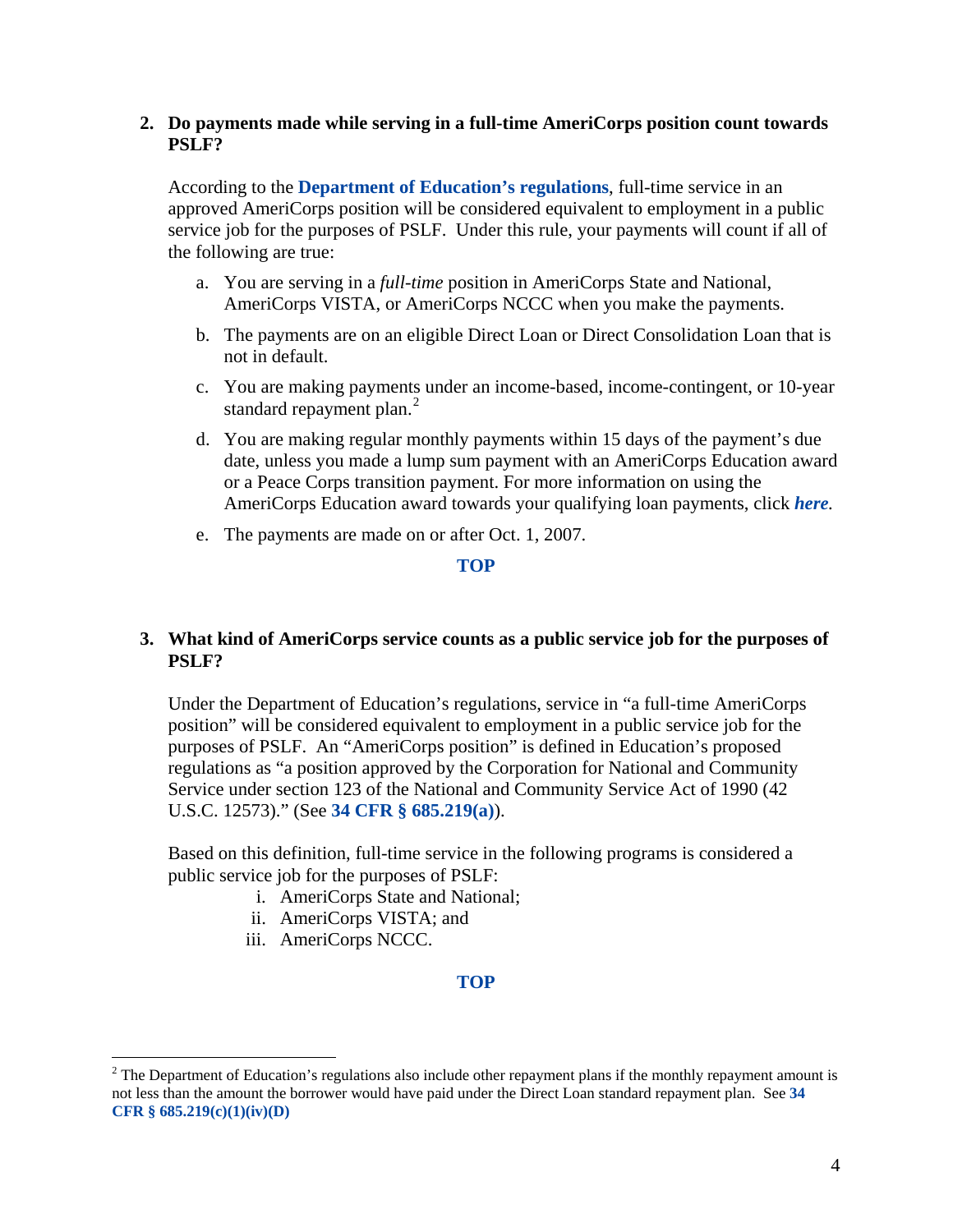2. **Do payments made while serving in a full-time AmeriCorps position count towards PSLF?**

   According to the **Department of Education's regulations**, full-time service in an approved AmeriCorps position will be considered equivalent to employment in a public service job for the purposes of PSLF. Under this rule, your payments will count if all of the following are true:

   a. You are serving in a *full-time* position in AmeriCorps State and National, AmeriCorps VISTA, or AmeriCorps NCCC when you make the payments.

   b. The payments are on an eligible Direct Loan or Direct Consolidation Loan that is not in default.

   c. You are making payments under an income-based, income-contingent, or 10-year standard repayment plan.[2]

   d. You are making regular monthly payments within 15 days of the payment's due date, unless you made a lump sum payment with an AmeriCorps Education award or a Peace Corps transition payment. For more information on using the AmeriCorps Education award towards your qualifying loan payments, click ***here***.

   e. The payments are made on or after Oct. 1, 2007.

**TOP**

3. **What kind of AmeriCorps service counts as a public service job for the purposes of PSLF?**

   Under the Department of Education's regulations, service in "a full-time AmeriCorps position" will be considered equivalent to employment in a public service job for the purposes of PSLF. An "AmeriCorps position" is defined in Education's proposed regulations as "a position approved by the Corporation for National and Community Service under section 123 of the National and Community Service Act of 1990 (42 U.S.C. 12573)." (See **34 CFR § 685.219(a)**).

   Based on this definition, full-time service in the following programs is considered a public service job for the purposes of PSLF:

   i. AmeriCorps State and National;
   ii. AmeriCorps VISTA; and
   iii. AmeriCorps NCCC.

**TOP**

---

[2] The Department of Education's regulations also include other repayment plans if the monthly repayment amount is not less than the amount the borrower would have paid under the Direct Loan standard repayment plan. See **34 CFR § 685.219(c)(1)(iv)(D)**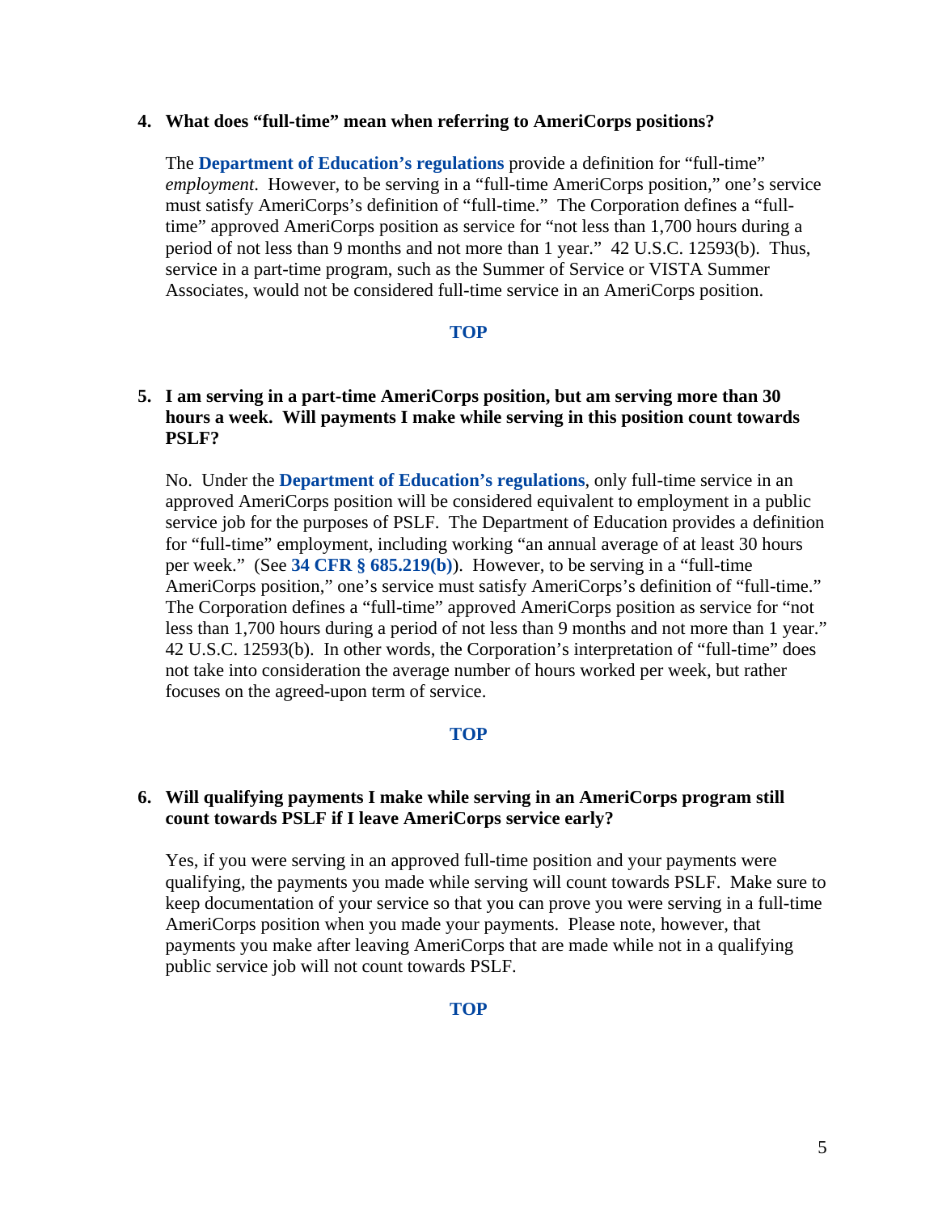**4. What does "full-time" mean when referring to AmeriCorps positions?**

The **Department of Education's regulations** provide a definition for "full-time" *employment*. However, to be serving in a "full-time AmeriCorps position," one's service must satisfy AmeriCorps's definition of "full-time." The Corporation defines a "full-time" approved AmeriCorps position as service for "not less than 1,700 hours during a period of not less than 9 months and not more than 1 year." 42 U.S.C. 12593(b). Thus, service in a part-time program, such as the Summer of Service or VISTA Summer Associates, would not be considered full-time service in an AmeriCorps position.

**TOP**

**5. I am serving in a part-time AmeriCorps position, but am serving more than 30 hours a week. Will payments I make while serving in this position count towards PSLF?**

No. Under the **Department of Education's regulations**, only full-time service in an approved AmeriCorps position will be considered equivalent to employment in a public service job for the purposes of PSLF. The Department of Education provides a definition for "full-time" employment, including working "an annual average of at least 30 hours per week." (See **34 CFR § 685.219(b)**). However, to be serving in a "full-time AmeriCorps position," one's service must satisfy AmeriCorps's definition of "full-time." The Corporation defines a "full-time" approved AmeriCorps position as service for "not less than 1,700 hours during a period of not less than 9 months and not more than 1 year." 42 U.S.C. 12593(b). In other words, the Corporation's interpretation of "full-time" does not take into consideration the average number of hours worked per week, but rather focuses on the agreed-upon term of service.

**TOP**

**6. Will qualifying payments I make while serving in an AmeriCorps program still count towards PSLF if I leave AmeriCorps service early?**

Yes, if you were serving in an approved full-time position and your payments were qualifying, the payments you made while serving will count towards PSLF. Make sure to keep documentation of your service so that you can prove you were serving in a full-time AmeriCorps position when you made your payments. Please note, however, that payments you make after leaving AmeriCorps that are made while not in a qualifying public service job will not count towards PSLF.

**TOP**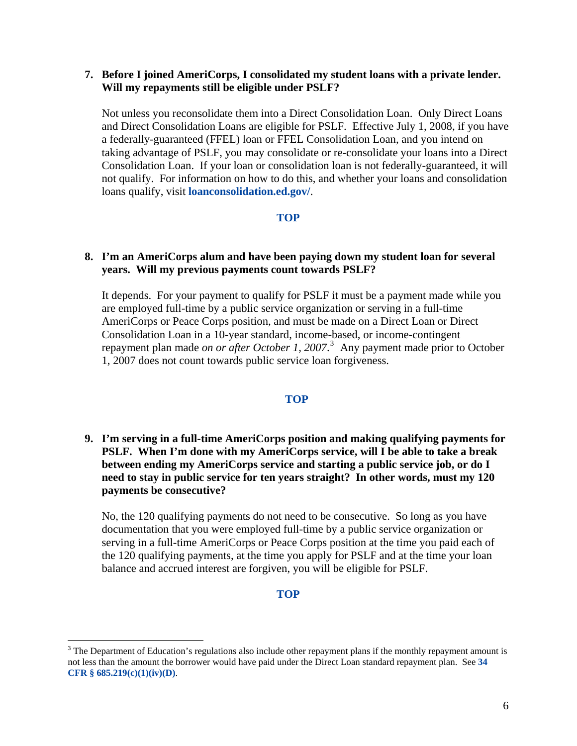**7. Before I joined AmeriCorps, I consolidated my student loans with a private lender. Will my repayments still be eligible under PSLF?**

Not unless you reconsolidate them into a Direct Consolidation Loan. Only Direct Loans and Direct Consolidation Loans are eligible for PSLF. Effective July 1, 2008, if you have a federally-guaranteed (FFEL) loan or FFEL Consolidation Loan, and you intend on taking advantage of PSLF, you may consolidate or re-consolidate your loans into a Direct Consolidation Loan. If your loan or consolidation loan is not federally-guaranteed, it will not qualify. For information on how to do this, and whether your loans and consolidation loans qualify, visit **loanconsolidation.ed.gov/**.

**TOP**

**8. I'm an AmeriCorps alum and have been paying down my student loan for several years. Will my previous payments count towards PSLF?**

It depends. For your payment to qualify for PSLF it must be a payment made while you are employed full-time by a public service organization or serving in a full-time AmeriCorps or Peace Corps position, and must be made on a Direct Loan or Direct Consolidation Loan in a 10-year standard, income-based, or income-contingent repayment plan made *on or after October 1, 2007*.[3] Any payment made prior to October 1, 2007 does not count towards public service loan forgiveness.

**TOP**

**9. I'm serving in a full-time AmeriCorps position and making qualifying payments for PSLF. When I'm done with my AmeriCorps service, will I be able to take a break between ending my AmeriCorps service and starting a public service job, or do I need to stay in public service for ten years straight? In other words, must my 120 payments be consecutive?**

No, the 120 qualifying payments do not need to be consecutive. So long as you have documentation that you were employed full-time by a public service organization or serving in a full-time AmeriCorps or Peace Corps position at the time you paid each of the 120 qualifying payments, at the time you apply for PSLF and at the time your loan balance and accrued interest are forgiven, you will be eligible for PSLF.

**TOP**

---

[3] The Department of Education's regulations also include other repayment plans if the monthly repayment amount is not less than the amount the borrower would have paid under the Direct Loan standard repayment plan. See **34 CFR § 685.219(c)(1)(iv)(D)**.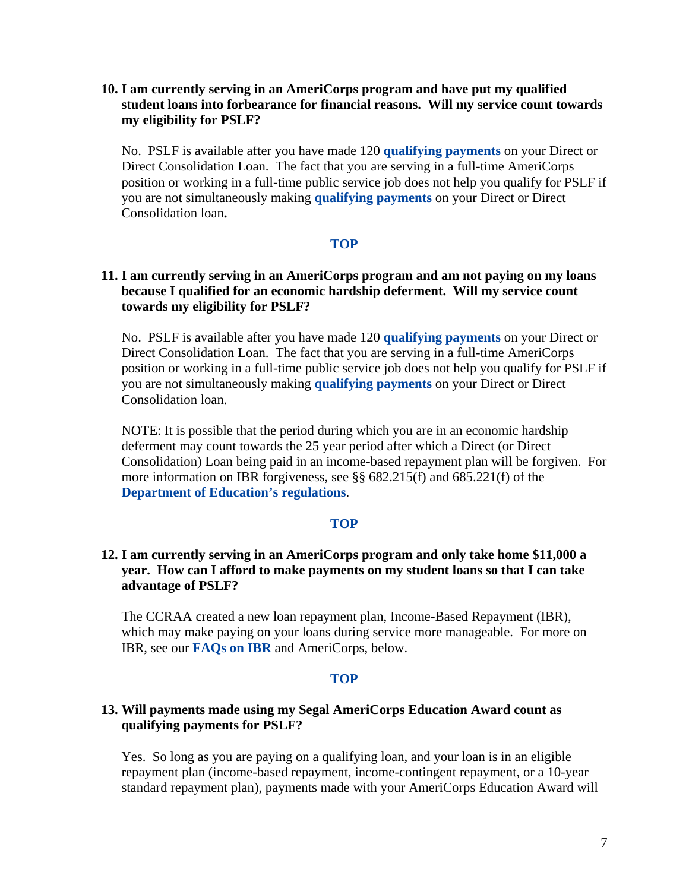**10. I am currently serving in an AmeriCorps program and have put my qualified student loans into forbearance for financial reasons. Will my service count towards my eligibility for PSLF?**

No. PSLF is available after you have made 120 **qualifying payments** on your Direct or Direct Consolidation Loan. The fact that you are serving in a full-time AmeriCorps position or working in a full-time public service job does not help you qualify for PSLF if you are not simultaneously making **qualifying payments** on your Direct or Direct Consolidation loan**.**

**TOP**

**11. I am currently serving in an AmeriCorps program and am not paying on my loans because I qualified for an economic hardship deferment. Will my service count towards my eligibility for PSLF?**

No. PSLF is available after you have made 120 **qualifying payments** on your Direct or Direct Consolidation Loan. The fact that you are serving in a full-time AmeriCorps position or working in a full-time public service job does not help you qualify for PSLF if you are not simultaneously making **qualifying payments** on your Direct or Direct Consolidation loan.

NOTE: It is possible that the period during which you are in an economic hardship deferment may count towards the 25 year period after which a Direct (or Direct Consolidation) Loan being paid in an income-based repayment plan will be forgiven. For more information on IBR forgiveness, see §§ 682.215(f) and 685.221(f) of the **Department of Education's regulations**.

**TOP**

**12. I am currently serving in an AmeriCorps program and only take home $11,000 a year. How can I afford to make payments on my student loans so that I can take advantage of PSLF?**

The CCRAA created a new loan repayment plan, Income-Based Repayment (IBR), which may make paying on your loans during service more manageable. For more on IBR, see our **FAQs on IBR** and AmeriCorps, below.

**TOP**

**13. Will payments made using my Segal AmeriCorps Education Award count as qualifying payments for PSLF?**

Yes. So long as you are paying on a qualifying loan, and your loan is in an eligible repayment plan (income-based repayment, income-contingent repayment, or a 10-year standard repayment plan), payments made with your AmeriCorps Education Award will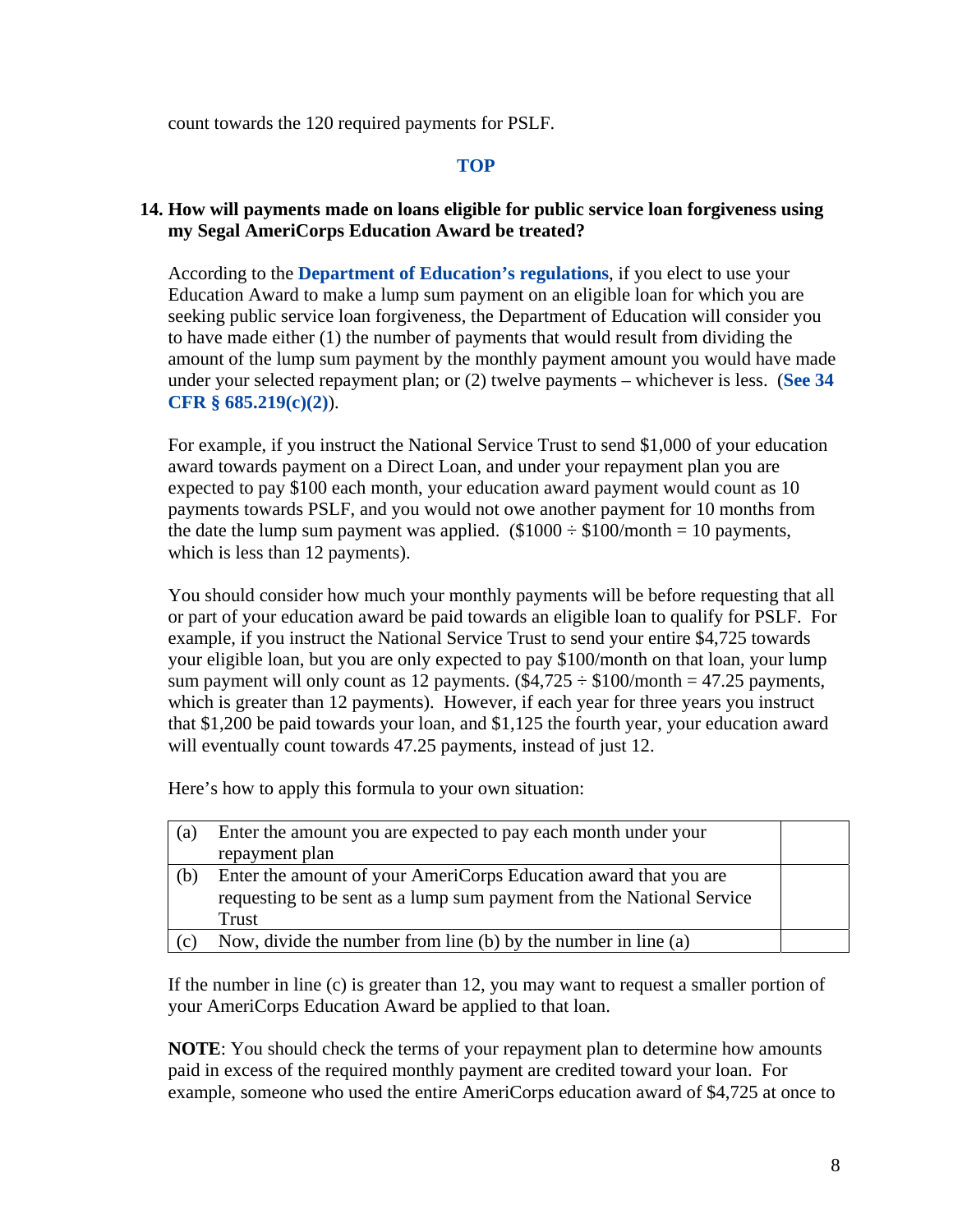count towards the 120 required payments for PSLF.

**TOP**

**14. How will payments made on loans eligible for public service loan forgiveness using my Segal AmeriCorps Education Award be treated?**

According to the **Department of Education's regulations**, if you elect to use your Education Award to make a lump sum payment on an eligible loan for which you are seeking public service loan forgiveness, the Department of Education will consider you to have made either (1) the number of payments that would result from dividing the amount of the lump sum payment by the monthly payment amount you would have made under your selected repayment plan; or (2) twelve payments – whichever is less. (**See 34 CFR § 685.219(c)(2)**).

For example, if you instruct the National Service Trust to send $1,000 of your education award towards payment on a Direct Loan, and under your repayment plan you are expected to pay $100 each month, your education award payment would count as 10 payments towards PSLF, and you would not owe another payment for 10 months from the date the lump sum payment was applied. ($1000 ÷ $100/month = 10 payments, which is less than 12 payments).

You should consider how much your monthly payments will be before requesting that all or part of your education award be paid towards an eligible loan to qualify for PSLF. For example, if you instruct the National Service Trust to send your entire $4,725 towards your eligible loan, but you are only expected to pay $100/month on that loan, your lump sum payment will only count as 12 payments. ($4,725 ÷ $100/month = 47.25 payments, which is greater than 12 payments). However, if each year for three years you instruct that $1,200 be paid towards your loan, and $1,125 the fourth year, your education award will eventually count towards 47.25 payments, instead of just 12.

Here's how to apply this formula to your own situation:

| | | |
|---|---|---|
| (a) | Enter the amount you are expected to pay each month under your repayment plan | |
| (b) | Enter the amount of your AmeriCorps Education award that you are requesting to be sent as a lump sum payment from the National Service Trust | |
| (c) | Now, divide the number from line (b) by the number in line (a) | |

If the number in line (c) is greater than 12, you may want to request a smaller portion of your AmeriCorps Education Award be applied to that loan.

**NOTE**: You should check the terms of your repayment plan to determine how amounts paid in excess of the required monthly payment are credited toward your loan. For example, someone who used the entire AmeriCorps education award of $4,725 at once to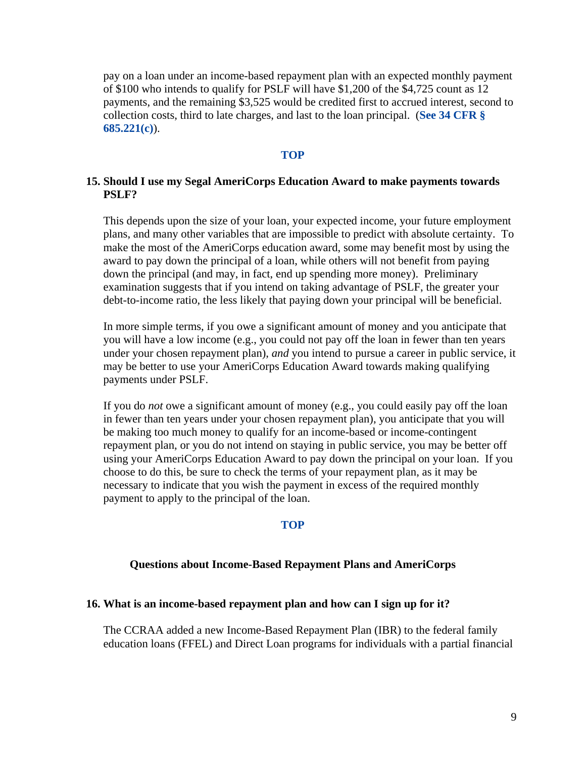pay on a loan under an income-based repayment plan with an expected monthly payment of $100 who intends to qualify for PSLF will have $1,200 of the $4,725 count as 12 payments, and the remaining $3,525 would be credited first to accrued interest, second to collection costs, third to late charges, and last to the loan principal. (**See 34 CFR § 685.221(c)**).

**TOP**

**15. Should I use my Segal AmeriCorps Education Award to make payments towards PSLF?**

This depends upon the size of your loan, your expected income, your future employment plans, and many other variables that are impossible to predict with absolute certainty. To make the most of the AmeriCorps education award, some may benefit most by using the award to pay down the principal of a loan, while others will not benefit from paying down the principal (and may, in fact, end up spending more money). Preliminary examination suggests that if you intend on taking advantage of PSLF, the greater your debt-to-income ratio, the less likely that paying down your principal will be beneficial.

In more simple terms, if you owe a significant amount of money and you anticipate that you will have a low income (e.g., you could not pay off the loan in fewer than ten years under your chosen repayment plan), *and* you intend to pursue a career in public service, it may be better to use your AmeriCorps Education Award towards making qualifying payments under PSLF.

If you do *not* owe a significant amount of money (e.g., you could easily pay off the loan in fewer than ten years under your chosen repayment plan), you anticipate that you will be making too much money to qualify for an income-based or income-contingent repayment plan, or you do not intend on staying in public service, you may be better off using your AmeriCorps Education Award to pay down the principal on your loan. If you choose to do this, be sure to check the terms of your repayment plan, as it may be necessary to indicate that you wish the payment in excess of the required monthly payment to apply to the principal of the loan.

**TOP**

## Questions about Income-Based Repayment Plans and AmeriCorps

**16. What is an income-based repayment plan and how can I sign up for it?**

The CCRAA added a new Income-Based Repayment Plan (IBR) to the federal family education loans (FFEL) and Direct Loan programs for individuals with a partial financial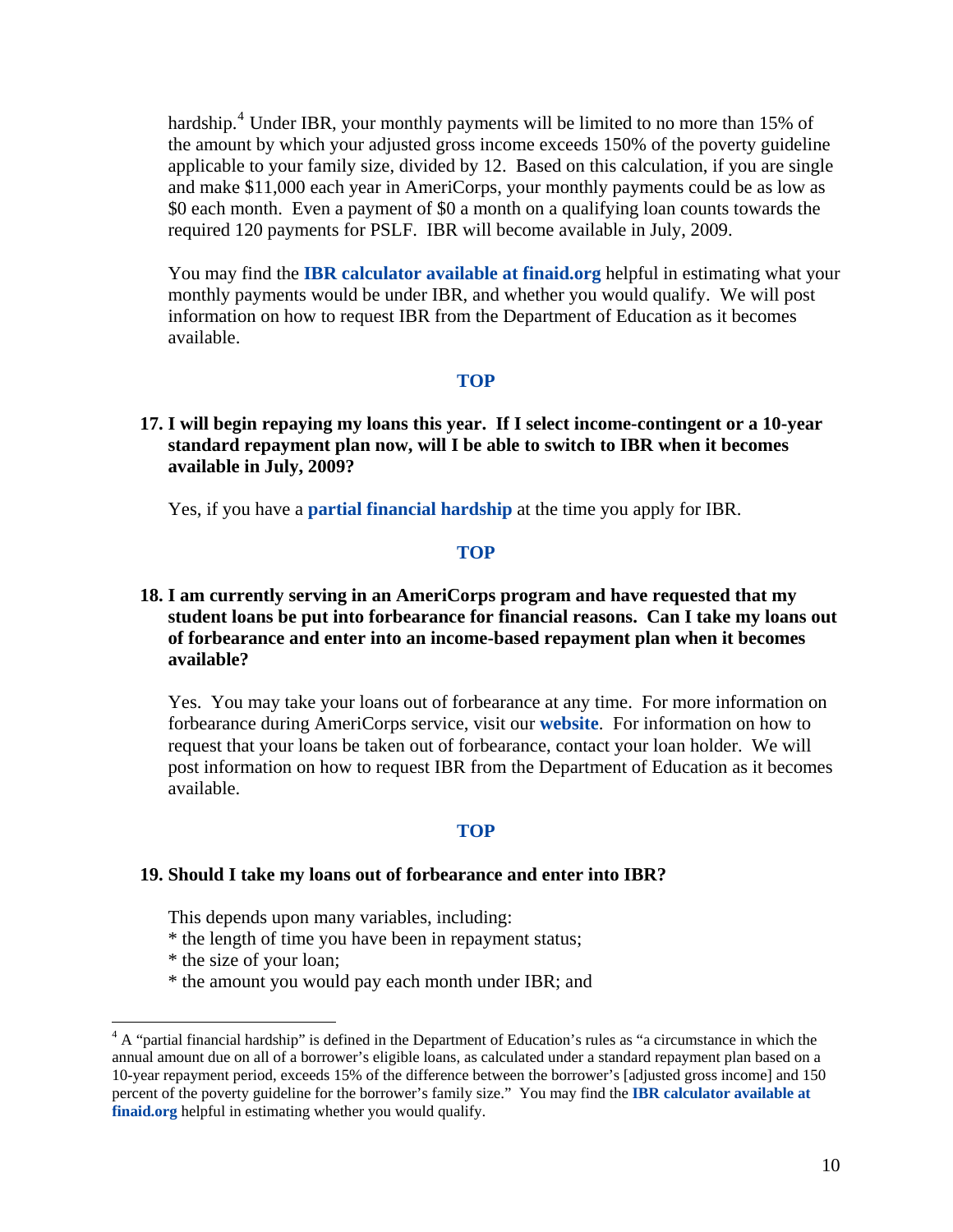hardship.[4] Under IBR, your monthly payments will be limited to no more than 15% of the amount by which your adjusted gross income exceeds 150% of the poverty guideline applicable to your family size, divided by 12. Based on this calculation, if you are single and make $11,000 each year in AmeriCorps, your monthly payments could be as low as $0 each month. Even a payment of $0 a month on a qualifying loan counts towards the required 120 payments for PSLF. IBR will become available in July, 2009.

You may find the **IBR calculator available at finaid.org** helpful in estimating what your monthly payments would be under IBR, and whether you would qualify. We will post information on how to request IBR from the Department of Education as it becomes available.

**TOP**

**17. I will begin repaying my loans this year. If I select income-contingent or a 10-year standard repayment plan now, will I be able to switch to IBR when it becomes available in July, 2009?**

Yes, if you have a **partial financial hardship** at the time you apply for IBR.

**TOP**

**18. I am currently serving in an AmeriCorps program and have requested that my student loans be put into forbearance for financial reasons. Can I take my loans out of forbearance and enter into an income-based repayment plan when it becomes available?**

Yes. You may take your loans out of forbearance at any time. For more information on forbearance during AmeriCorps service, visit our **website**. For information on how to request that your loans be taken out of forbearance, contact your loan holder. We will post information on how to request IBR from the Department of Education as it becomes available.

**TOP**

**19. Should I take my loans out of forbearance and enter into IBR?**

This depends upon many variables, including:
* the length of time you have been in repayment status;
* the size of your loan;
* the amount you would pay each month under IBR; and

---

[4] A "partial financial hardship" is defined in the Department of Education's rules as "a circumstance in which the annual amount due on all of a borrower's eligible loans, as calculated under a standard repayment plan based on a 10-year repayment period, exceeds 15% of the difference between the borrower's [adjusted gross income] and 150 percent of the poverty guideline for the borrower's family size." You may find the **IBR calculator available at finaid.org** helpful in estimating whether you would qualify.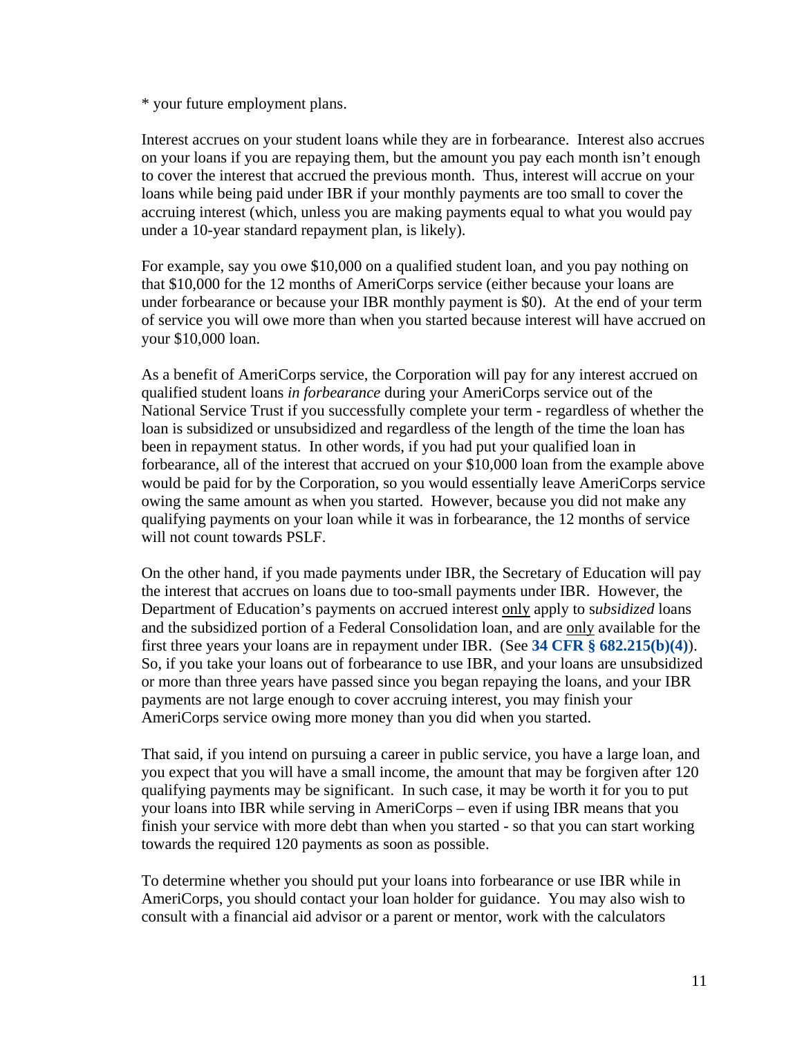* your future employment plans.

Interest accrues on your student loans while they are in forbearance. Interest also accrues on your loans if you are repaying them, but the amount you pay each month isn't enough to cover the interest that accrued the previous month. Thus, interest will accrue on your loans while being paid under IBR if your monthly payments are too small to cover the accruing interest (which, unless you are making payments equal to what you would pay under a 10-year standard repayment plan, is likely).

For example, say you owe $10,000 on a qualified student loan, and you pay nothing on that $10,000 for the 12 months of AmeriCorps service (either because your loans are under forbearance or because your IBR monthly payment is $0). At the end of your term of service you will owe more than when you started because interest will have accrued on your $10,000 loan.

As a benefit of AmeriCorps service, the Corporation will pay for any interest accrued on qualified student loans *in forbearance* during your AmeriCorps service out of the National Service Trust if you successfully complete your term - regardless of whether the loan is subsidized or unsubsidized and regardless of the length of the time the loan has been in repayment status. In other words, if you had put your qualified loan in forbearance, all of the interest that accrued on your $10,000 loan from the example above would be paid for by the Corporation, so you would essentially leave AmeriCorps service owing the same amount as when you started. However, because you did not make any qualifying payments on your loan while it was in forbearance, the 12 months of service will not count towards PSLF.

On the other hand, if you made payments under IBR, the Secretary of Education will pay the interest that accrues on loans due to too-small payments under IBR. However, the Department of Education's payments on accrued interest only apply to s*ubsidized* loans and the subsidized portion of a Federal Consolidation loan, and are only available for the first three years your loans are in repayment under IBR. (See **34 CFR § 682.215(b)(4)**). So, if you take your loans out of forbearance to use IBR, and your loans are unsubsidized or more than three years have passed since you began repaying the loans, and your IBR payments are not large enough to cover accruing interest, you may finish your AmeriCorps service owing more money than you did when you started.

That said, if you intend on pursuing a career in public service, you have a large loan, and you expect that you will have a small income, the amount that may be forgiven after 120 qualifying payments may be significant. In such case, it may be worth it for you to put your loans into IBR while serving in AmeriCorps – even if using IBR means that you finish your service with more debt than when you started - so that you can start working towards the required 120 payments as soon as possible.

To determine whether you should put your loans into forbearance or use IBR while in AmeriCorps, you should contact your loan holder for guidance. You may also wish to consult with a financial aid advisor or a parent or mentor, work with the calculators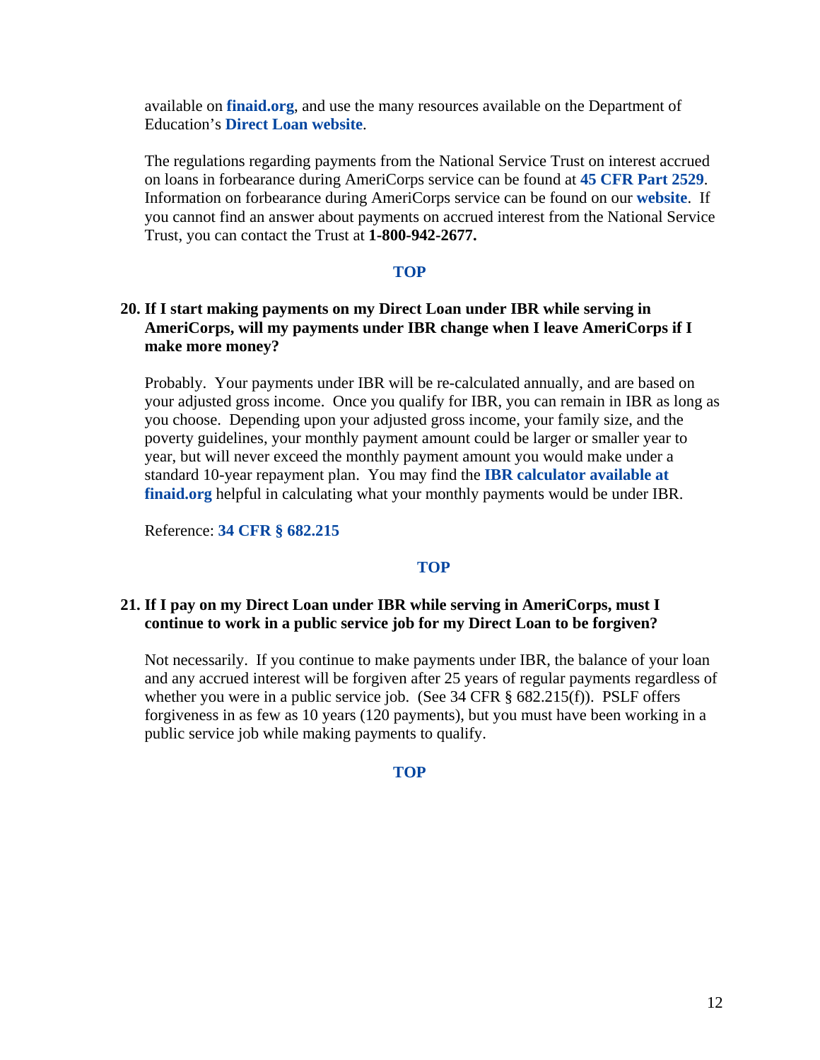available on **finaid.org**, and use the many resources available on the Department of Education's **Direct Loan website**.

The regulations regarding payments from the National Service Trust on interest accrued on loans in forbearance during AmeriCorps service can be found at **45 CFR Part 2529**. Information on forbearance during AmeriCorps service can be found on our **website**. If you cannot find an answer about payments on accrued interest from the National Service Trust, you can contact the Trust at **1-800-942-2677.**

**TOP**

**20. If I start making payments on my Direct Loan under IBR while serving in AmeriCorps, will my payments under IBR change when I leave AmeriCorps if I make more money?**

Probably. Your payments under IBR will be re-calculated annually, and are based on your adjusted gross income. Once you qualify for IBR, you can remain in IBR as long as you choose. Depending upon your adjusted gross income, your family size, and the poverty guidelines, your monthly payment amount could be larger or smaller year to year, but will never exceed the monthly payment amount you would make under a standard 10-year repayment plan. You may find the **IBR calculator available at finaid.org** helpful in calculating what your monthly payments would be under IBR.

Reference: **34 CFR § 682.215**

**TOP**

**21. If I pay on my Direct Loan under IBR while serving in AmeriCorps, must I continue to work in a public service job for my Direct Loan to be forgiven?**

Not necessarily. If you continue to make payments under IBR, the balance of your loan and any accrued interest will be forgiven after 25 years of regular payments regardless of whether you were in a public service job. (See 34 CFR § 682.215(f)). PSLF offers forgiveness in as few as 10 years (120 payments), but you must have been working in a public service job while making payments to qualify.

**TOP**